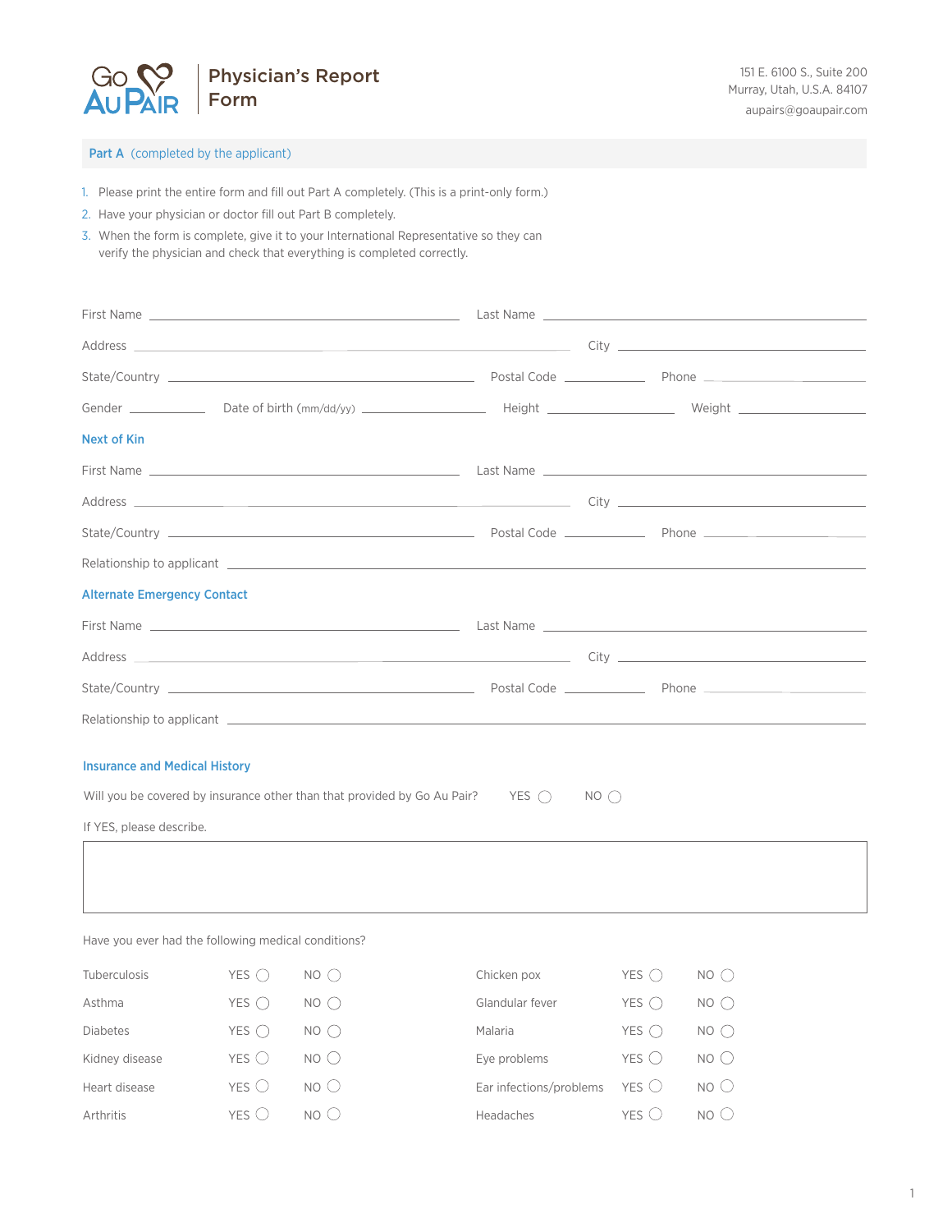# Go Au Pair — Physician's Report Form

151 E. 6100 S., Suite 200
Murray, Utah, U.S.A. 84107
aupairs@goaupair.com

## Part A (completed by the applicant)

1. Please print the entire form and fill out Part A completely. (This is a print-only form.)
2. Have your physician or doctor fill out Part B completely.
3. When the form is complete, give it to your International Representative so they can verify the physician and check that everything is completed correctly.

First Name ____________________ Last Name ____________________

Address ____________________ City ____________________

State/Country ____________________ Postal Code __________ Phone __________

Gender __________ Date of birth (mm/dd/yy) __________ Height __________ Weight __________

### Next of Kin

First Name ____________________ Last Name ____________________

Address ____________________ City ____________________

State/Country ____________________ Postal Code __________ Phone __________

Relationship to applicant ____________________

### Alternate Emergency Contact

First Name ____________________ Last Name ____________________

Address ____________________ City ____________________

State/Country ____________________ Postal Code __________ Phone __________

Relationship to applicant ____________________

### Insurance and Medical History

Will you be covered by insurance other than that provided by Go Au Pair? YES ◯ NO ◯

If YES, please describe.

Have you ever had the following medical conditions?

| Condition | YES | NO | Condition | YES | NO |
|---|---|---|---|---|---|
| Tuberculosis | ◯ | ◯ | Chicken pox | ◯ | ◯ |
| Asthma | ◯ | ◯ | Glandular fever | ◯ | ◯ |
| Diabetes | ◯ | ◯ | Malaria | ◯ | ◯ |
| Kidney disease | ◯ | ◯ | Eye problems | ◯ | ◯ |
| Heart disease | ◯ | ◯ | Ear infections/problems | ◯ | ◯ |
| Arthritis | ◯ | ◯ | Headaches | ◯ | ◯ |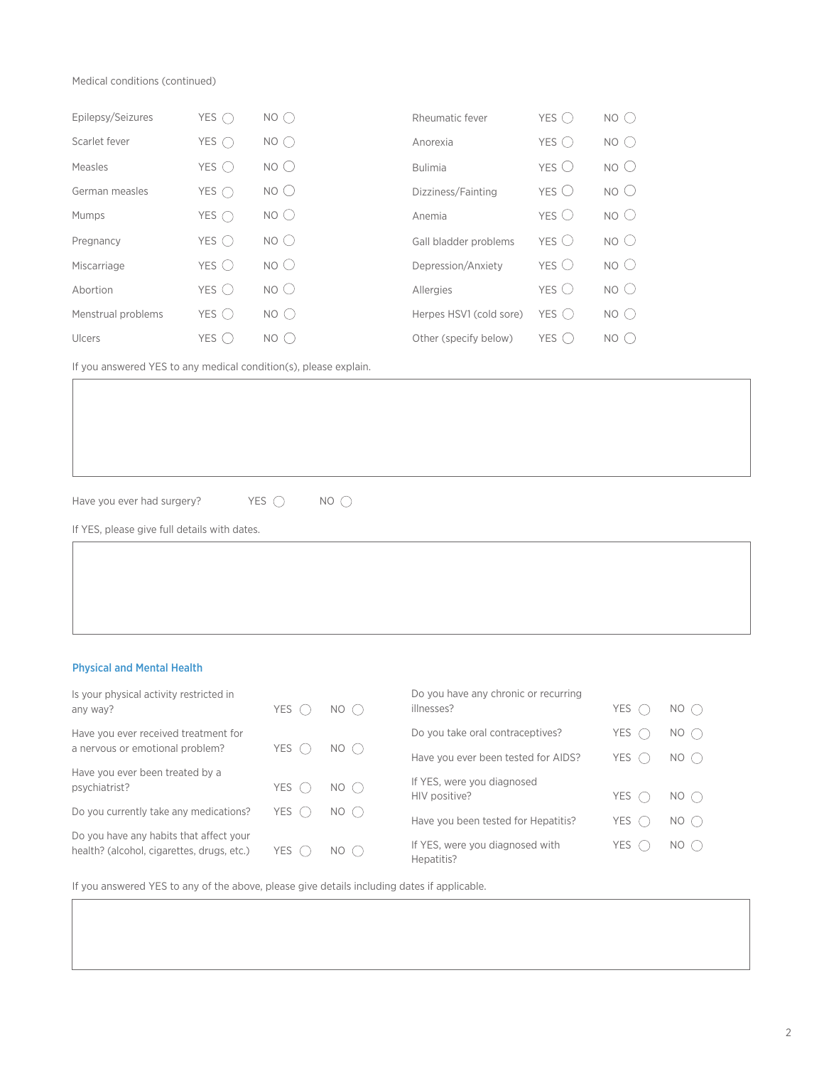Medical conditions (continued)

| Condition | YES | NO |
|---|---|---|
| Epilepsy/Seizures | YES ◯ | NO ◯ |
| Scarlet fever | YES ◯ | NO ◯ |
| Measles | YES ◯ | NO ◯ |
| German measles | YES ◯ | NO ◯ |
| Mumps | YES ◯ | NO ◯ |
| Pregnancy | YES ◯ | NO ◯ |
| Miscarriage | YES ◯ | NO ◯ |
| Abortion | YES ◯ | NO ◯ |
| Menstrual problems | YES ◯ | NO ◯ |
| Ulcers | YES ◯ | NO ◯ |
| Rheumatic fever | YES ◯ | NO ◯ |
| Anorexia | YES ◯ | NO ◯ |
| Bulimia | YES ◯ | NO ◯ |
| Dizziness/Fainting | YES ◯ | NO ◯ |
| Anemia | YES ◯ | NO ◯ |
| Gall bladder problems | YES ◯ | NO ◯ |
| Depression/Anxiety | YES ◯ | NO ◯ |
| Allergies | YES ◯ | NO ◯ |
| Herpes HSV1 (cold sore) | YES ◯ | NO ◯ |
| Other (specify below) | YES ◯ | NO ◯ |

If you answered YES to any medical condition(s), please explain.

Have you ever had surgery? YES ◯ NO ◯

If YES, please give full details with dates.

## Physical and Mental Health

| Question | YES | NO |
|---|---|---|
| Is your physical activity restricted in any way? | YES ◯ | NO ◯ |
| Have you ever received treatment for a nervous or emotional problem? | YES ◯ | NO ◯ |
| Have you ever been treated by a psychiatrist? | YES ◯ | NO ◯ |
| Do you currently take any medications? | YES ◯ | NO ◯ |
| Do you have any habits that affect your health? (alcohol, cigarettes, drugs, etc.) | YES ◯ | NO ◯ |
| Do you have any chronic or recurring illnesses? | YES ◯ | NO ◯ |
| Do you take oral contraceptives? | YES ◯ | NO ◯ |
| Have you ever been tested for AIDS? | YES ◯ | NO ◯ |
| If YES, were you diagnosed HIV positive? | YES ◯ | NO ◯ |
| Have you been tested for Hepatitis? | YES ◯ | NO ◯ |
| If YES, were you diagnosed with Hepatitis? | YES ◯ | NO ◯ |

If you answered YES to any of the above, please give details including dates if applicable.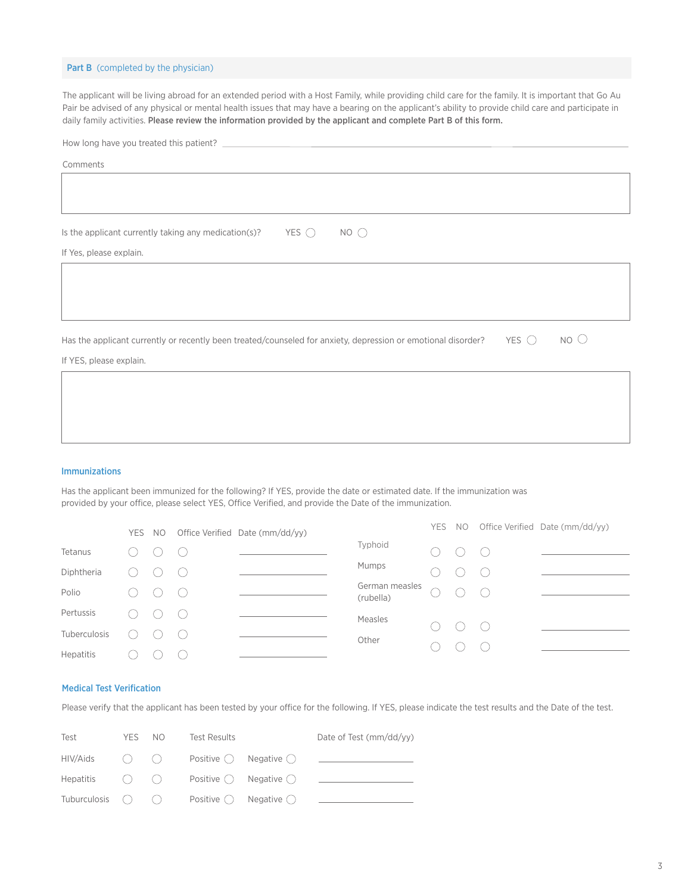## Part B (completed by the physician)

The applicant will be living abroad for an extended period with a Host Family, while providing child care for the family. It is important that Go Au Pair be advised of any physical or mental health issues that may have a bearing on the applicant's ability to provide child care and participate in daily family activities. **Please review the information provided by the applicant and complete Part B of this form.**

How long have you treated this patient? ____________________

Comments

|  |
|---|
|  |

Is the applicant currently taking any medication(s)? YES ◯ NO ◯

If Yes, please explain.

|  |
|---|
|  |

Has the applicant currently or recently been treated/counseled for anxiety, depression or emotional disorder? YES ◯ NO ◯

If YES, please explain.

|  |
|---|
|  |

### Immunizations

Has the applicant been immunized for the following? If YES, provide the date or estimated date. If the immunization was provided by your office, please select YES, Office Verified, and provide the Date of the immunization.

|  | YES | NO | Office Verified | Date (mm/dd/yy) |
|---|---|---|---|---|
| Tetanus | ◯ | ◯ | ◯ | ____________ |
| Diphtheria | ◯ | ◯ | ◯ | ____________ |
| Polio | ◯ | ◯ | ◯ | ____________ |
| Pertussis | ◯ | ◯ | ◯ | ____________ |
| Tuberculosis | ◯ | ◯ | ◯ | ____________ |
| Hepatitis | ◯ | ◯ | ◯ | ____________ |
| Typhoid | ◯ | ◯ | ◯ | ____________ |
| Mumps | ◯ | ◯ | ◯ | ____________ |
| German measles (rubella) | ◯ | ◯ | ◯ | ____________ |
| Measles | ◯ | ◯ | ◯ | ____________ |
| Other | ◯ | ◯ | ◯ | ____________ |

### Medical Test Verification

Please verify that the applicant has been tested by your office for the following. If YES, please indicate the test results and the Date of the test.

| Test | YES | NO | Test Results | | Date of Test (mm/dd/yy) |
|---|---|---|---|---|---|
| HIV/Aids | ◯ | ◯ | Positive ◯ | Negative ◯ | ____________ |
| Hepatitis | ◯ | ◯ | Positive ◯ | Negative ◯ | ____________ |
| Tuburculosis | ◯ | ◯ | Positive ◯ | Negative ◯ | ____________ |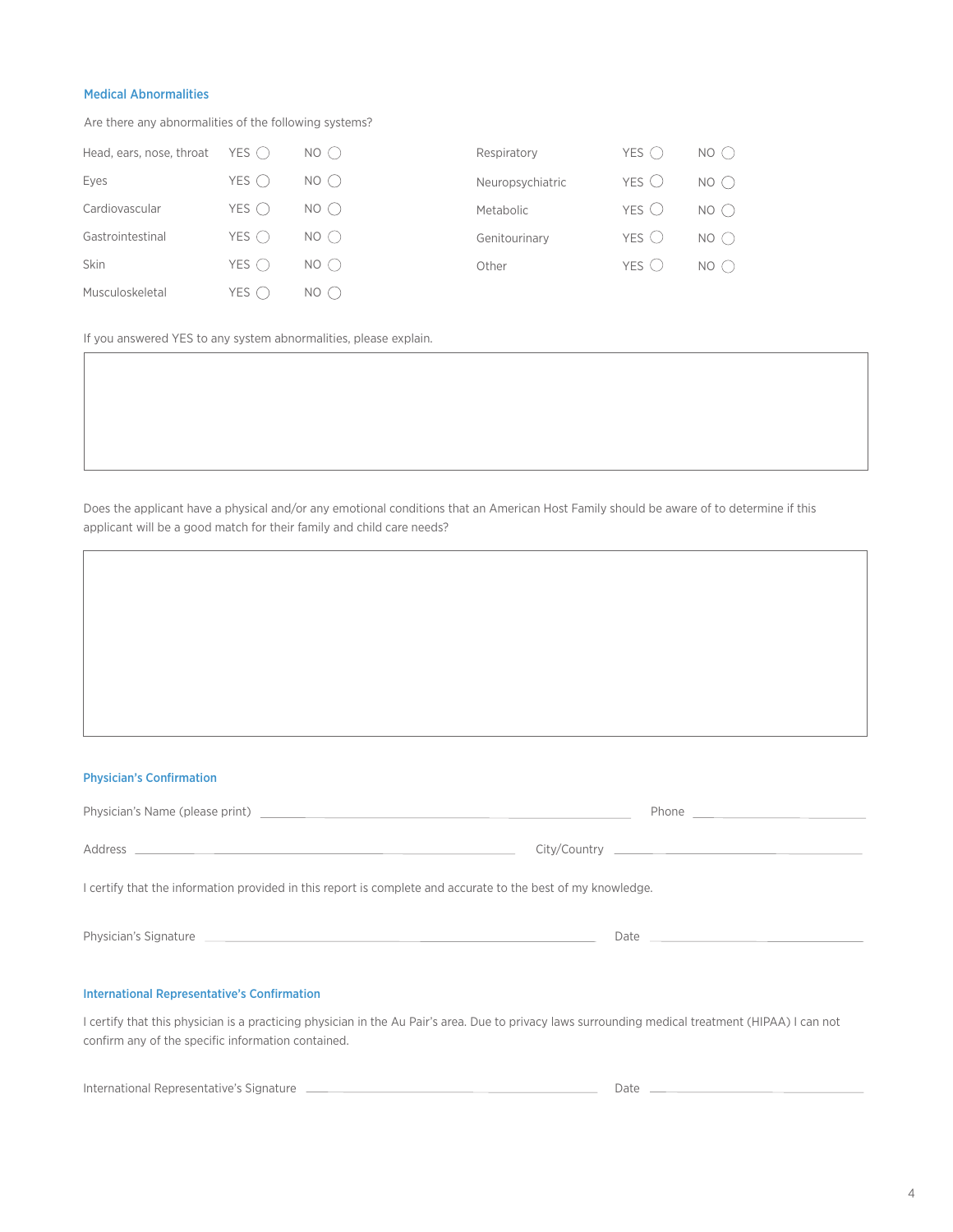### Medical Abnormalities

Are there any abnormalities of the following systems?

| | | | | | |
|---|---|---|---|---|---|
| Head, ears, nose, throat | YES ◯ | NO ◯ | Respiratory | YES ◯ | NO ◯ |
| Eyes | YES ◯ | NO ◯ | Neuropsychiatric | YES ◯ | NO ◯ |
| Cardiovascular | YES ◯ | NO ◯ | Metabolic | YES ◯ | NO ◯ |
| Gastrointestinal | YES ◯ | NO ◯ | Genitourinary | YES ◯ | NO ◯ |
| Skin | YES ◯ | NO ◯ | Other | YES ◯ | NO ◯ |
| Musculoskeletal | YES ◯ | NO ◯ | | | |

If you answered YES to any system abnormalities, please explain.

Does the applicant have a physical and/or any emotional conditions that an American Host Family should be aware of to determine if this applicant will be a good match for their family and child care needs?

### Physician's Confirmation

Physician's Name (please print) ____________________ Phone ____________________

Address ____________________ City/Country ____________________

I certify that the information provided in this report is complete and accurate to the best of my knowledge.

Physician's Signature ____________________ Date ____________________

### International Representative's Confirmation

I certify that this physician is a practicing physician in the Au Pair's area. Due to privacy laws surrounding medical treatment (HIPAA) I can not confirm any of the specific information contained.

International Representative's Signature ____________________ Date ____________________